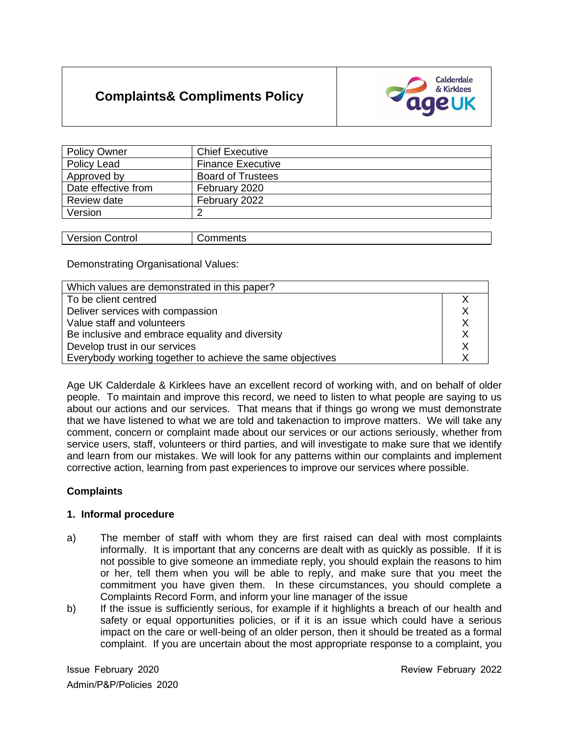# Complaints& Compliments Policy

| Policy Owner | Chief Executive |
|---|---|
| Policy Lead | Finance Executive |
| Approved by | Board of Trustees |
| Date effective from | February 2020 |
| Review date | February 2022 |
| Version | 2 |

| Version Control | Comments |
|---|---|

Demonstrating Organisational Values:

| Which values are demonstrated in this paper? | |
|---|---|
| To be client centred | X |
| Deliver services with compassion | X |
| Value staff and volunteers | X |
| Be inclusive and embrace equality and diversity | X |
| Develop trust in our services | X |
| Everybody working together to achieve the same objectives | X |

Age UK Calderdale & Kirklees have an excellent record of working with, and on behalf of older people. To maintain and improve this record, we need to listen to what people are saying to us about our actions and our services. That means that if things go wrong we must demonstrate that we have listened to what we are told and takenaction to improve matters. We will take any comment, concern or complaint made about our services or our actions seriously, whether from service users, staff, volunteers or third parties, and will investigate to make sure that we identify and learn from our mistakes. We will look for any patterns within our complaints and implement corrective action, learning from past experiences to improve our services where possible.

## Complaints

### 1. Informal procedure

a) The member of staff with whom they are first raised can deal with most complaints informally. It is important that any concerns are dealt with as quickly as possible. If it is not possible to give someone an immediate reply, you should explain the reasons to him or her, tell them when you will be able to reply, and make sure that you meet the commitment you have given them. In these circumstances, you should complete a Complaints Record Form, and inform your line manager of the issue

b) If the issue is sufficiently serious, for example if it highlights a breach of our health and safety or equal opportunities policies, or if it is an issue which could have a serious impact on the care or well-being of an older person, then it should be treated as a formal complaint. If you are uncertain about the most appropriate response to a complaint, you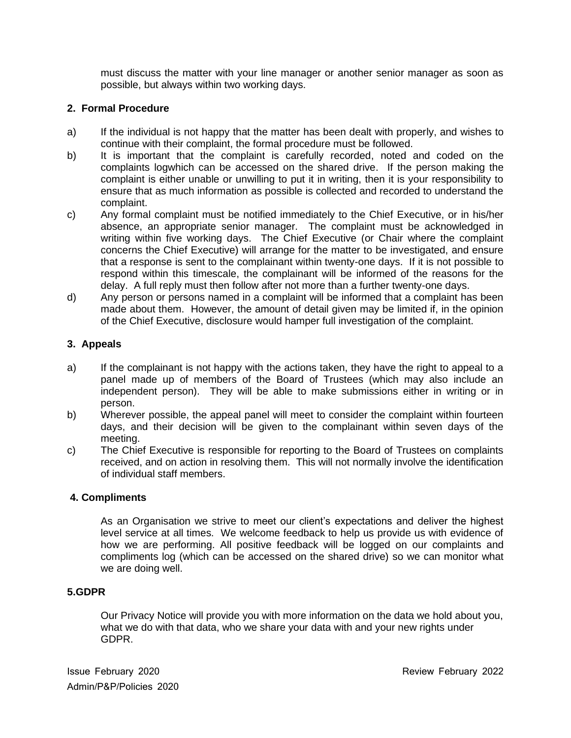must discuss the matter with your line manager or another senior manager as soon as possible, but always within two working days.

**2. Formal Procedure**

a) If the individual is not happy that the matter has been dealt with properly, and wishes to continue with their complaint, the formal procedure must be followed.

b) It is important that the complaint is carefully recorded, noted and coded on the complaints logwhich can be accessed on the shared drive. If the person making the complaint is either unable or unwilling to put it in writing, then it is your responsibility to ensure that as much information as possible is collected and recorded to understand the complaint.

c) Any formal complaint must be notified immediately to the Chief Executive, or in his/her absence, an appropriate senior manager. The complaint must be acknowledged in writing within five working days. The Chief Executive (or Chair where the complaint concerns the Chief Executive) will arrange for the matter to be investigated, and ensure that a response is sent to the complainant within twenty-one days. If it is not possible to respond within this timescale, the complainant will be informed of the reasons for the delay. A full reply must then follow after not more than a further twenty-one days.

d) Any person or persons named in a complaint will be informed that a complaint has been made about them. However, the amount of detail given may be limited if, in the opinion of the Chief Executive, disclosure would hamper full investigation of the complaint.

**3. Appeals**

a) If the complainant is not happy with the actions taken, they have the right to appeal to a panel made up of members of the Board of Trustees (which may also include an independent person). They will be able to make submissions either in writing or in person.

b) Wherever possible, the appeal panel will meet to consider the complaint within fourteen days, and their decision will be given to the complainant within seven days of the meeting.

c) The Chief Executive is responsible for reporting to the Board of Trustees on complaints received, and on action in resolving them. This will not normally involve the identification of individual staff members.

**4. Compliments**

As an Organisation we strive to meet our client's expectations and deliver the highest level service at all times. We welcome feedback to help us provide us with evidence of how we are performing. All positive feedback will be logged on our complaints and compliments log (which can be accessed on the shared drive) so we can monitor what we are doing well.

**5.GDPR**

Our Privacy Notice will provide you with more information on the data we hold about you, what we do with that data, who we share your data with and your new rights under GDPR.

Issue February 2020 Review February 2022

Admin/P&P/Policies 2020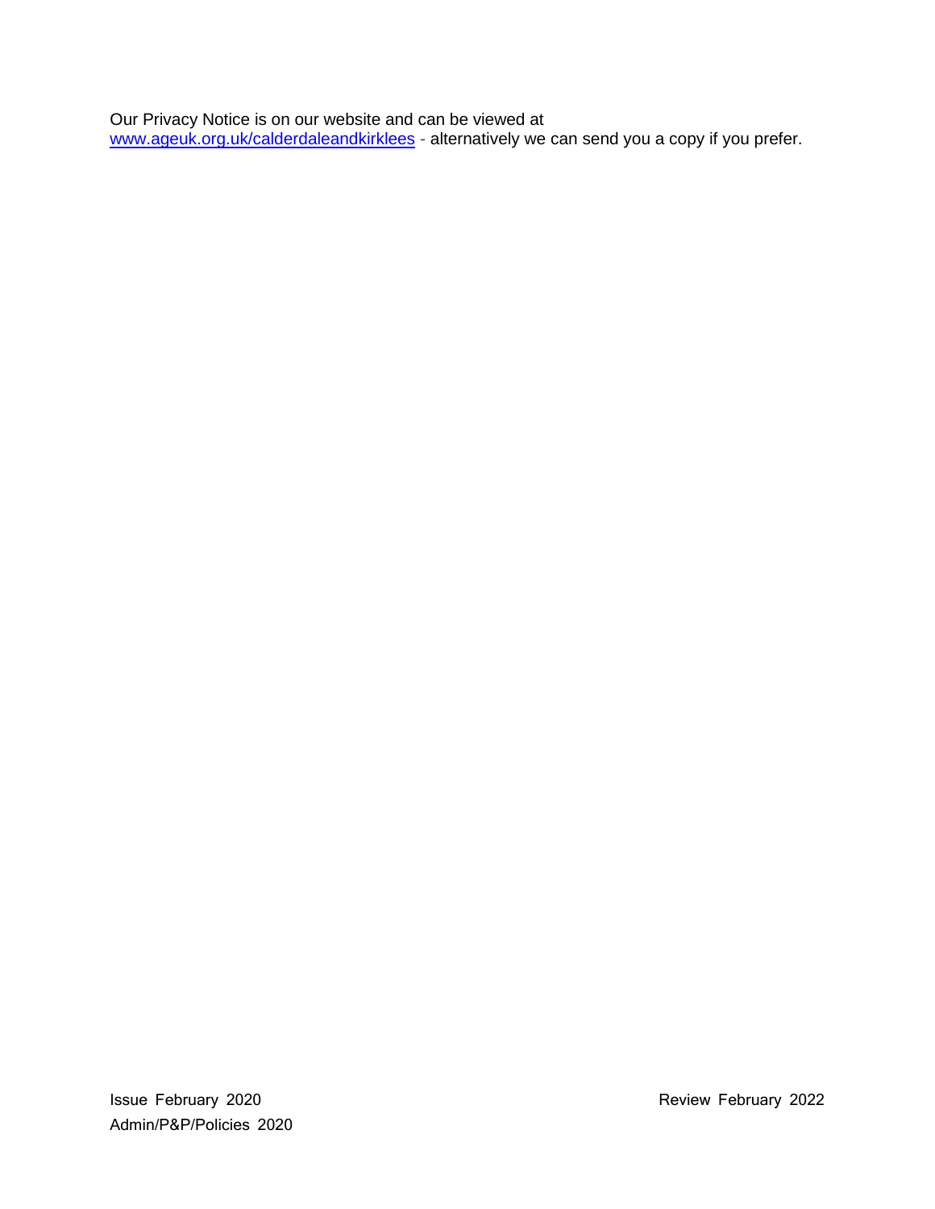Our Privacy Notice is on our website and can be viewed at [www.ageuk.org.uk/calderdaleandkirklees](www.ageuk.org.uk/calderdaleandkirklees) - alternatively we can send you a copy if you prefer.

Issue February 2020 Review February 2022

Admin/P&P/Policies 2020